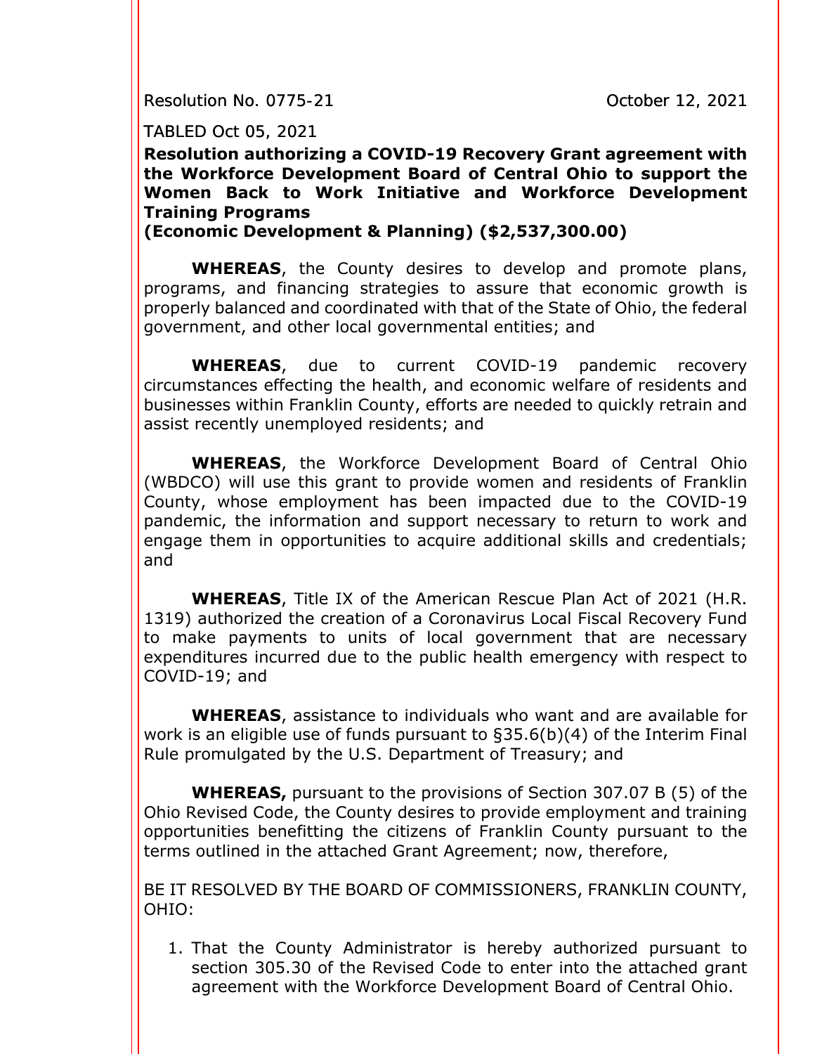Resolution No. 0775-21 October 12, 2021

TABLED Oct 05, 2021

**Resolution authorizing a COVID-19 Recovery Grant agreement with the Workforce Development Board of Central Ohio to support the Women Back to Work Initiative and Workforce Development Training Programs**
**(Economic Development & Planning) ($2,537,300.00)**

**WHEREAS**, the County desires to develop and promote plans, programs, and financing strategies to assure that economic growth is properly balanced and coordinated with that of the State of Ohio, the federal government, and other local governmental entities; and

**WHEREAS**, due to current COVID-19 pandemic recovery circumstances effecting the health, and economic welfare of residents and businesses within Franklin County, efforts are needed to quickly retrain and assist recently unemployed residents; and

**WHEREAS**, the Workforce Development Board of Central Ohio (WBDCO) will use this grant to provide women and residents of Franklin County, whose employment has been impacted due to the COVID-19 pandemic, the information and support necessary to return to work and engage them in opportunities to acquire additional skills and credentials; and

**WHEREAS**, Title IX of the American Rescue Plan Act of 2021 (H.R. 1319) authorized the creation of a Coronavirus Local Fiscal Recovery Fund to make payments to units of local government that are necessary expenditures incurred due to the public health emergency with respect to COVID-19; and

**WHEREAS**, assistance to individuals who want and are available for work is an eligible use of funds pursuant to §35.6(b)(4) of the Interim Final Rule promulgated by the U.S. Department of Treasury; and

**WHEREAS,** pursuant to the provisions of Section 307.07 B (5) of the Ohio Revised Code, the County desires to provide employment and training opportunities benefitting the citizens of Franklin County pursuant to the terms outlined in the attached Grant Agreement; now, therefore,

BE IT RESOLVED BY THE BOARD OF COMMISSIONERS, FRANKLIN COUNTY, OHIO:

1. That the County Administrator is hereby authorized pursuant to section 305.30 of the Revised Code to enter into the attached grant agreement with the Workforce Development Board of Central Ohio.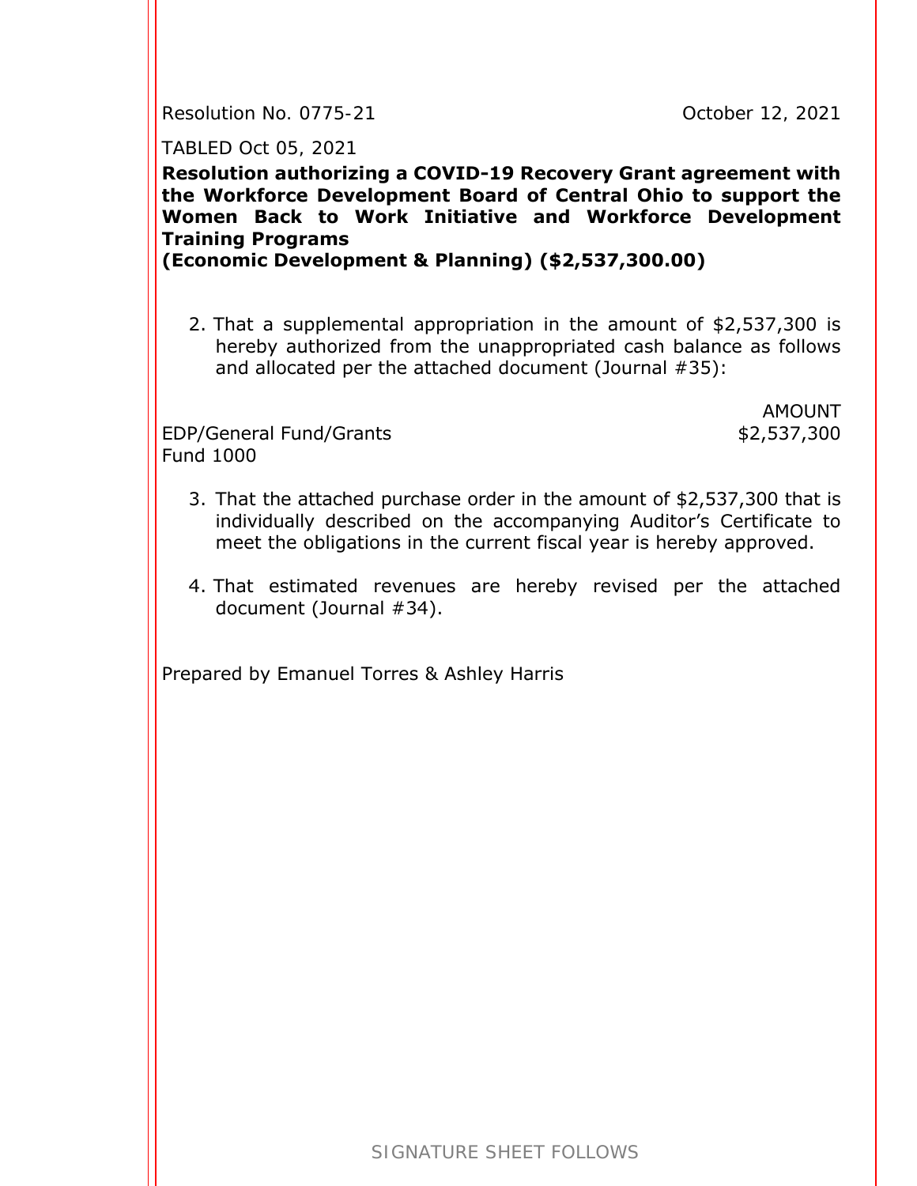Resolution No. 0775-21 October 12, 2021

TABLED Oct 05, 2021

**Resolution authorizing a COVID-19 Recovery Grant agreement with the Workforce Development Board of Central Ohio to support the Women Back to Work Initiative and Workforce Development Training Programs**
**(Economic Development & Planning) ($2,537,300.00)**

2. That a supplemental appropriation in the amount of $2,537,300 is hereby authorized from the unappropriated cash balance as follows and allocated per the attached document (Journal #35):

| | AMOUNT |
| --- | --- |
| EDP/General Fund/Grants<br>Fund 1000 | $2,537,300 |

3. That the attached purchase order in the amount of $2,537,300 that is individually described on the accompanying Auditor's Certificate to meet the obligations in the current fiscal year is hereby approved.

4. That estimated revenues are hereby revised per the attached document (Journal #34).

Prepared by Emanuel Torres & Ashley Harris

SIGNATURE SHEET FOLLOWS